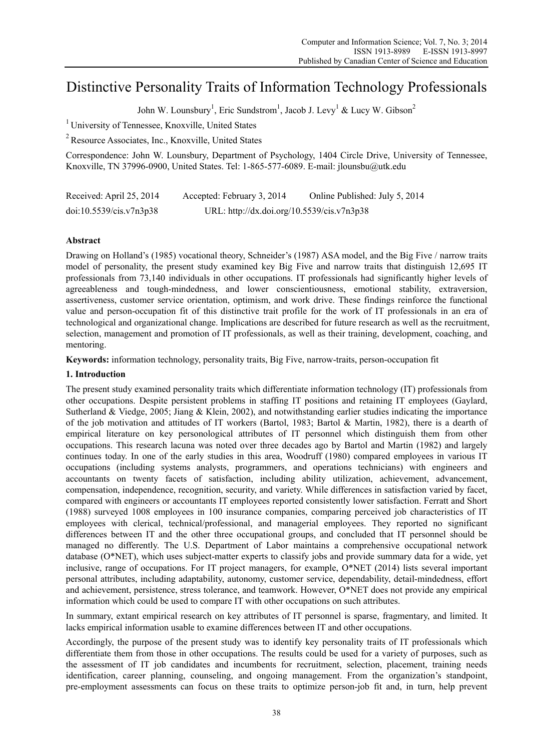# Distinctive Personality Traits of Information Technology Professionals

John W. Lounsbury[1], Eric Sundstrom[1], Jacob J. Levy[1] & Lucy W. Gibson[2]

[1] University of Tennessee, Knoxville, United States

[2] Resource Associates, Inc., Knoxville, United States

Correspondence: John W. Lounsbury, Department of Psychology, 1404 Circle Drive, University of Tennessee, Knoxville, TN 37996-0900, United States. Tel: 1-865-577-6089. E-mail: jlounsbu@utk.edu

Received: April 25, 2014     Accepted: February 3, 2014     Online Published: July 5, 2014

doi:10.5539/cis.v7n3p38     URL: http://dx.doi.org/10.5539/cis.v7n3p38

## Abstract

Drawing on Holland's (1985) vocational theory, Schneider's (1987) ASA model, and the Big Five / narrow traits model of personality, the present study examined key Big Five and narrow traits that distinguish 12,695 IT professionals from 73,140 individuals in other occupations. IT professionals had significantly higher levels of agreeableness and tough-mindedness, and lower conscientiousness, emotional stability, extraversion, assertiveness, customer service orientation, optimism, and work drive. These findings reinforce the functional value and person-occupation fit of this distinctive trait profile for the work of IT professionals in an era of technological and organizational change. Implications are described for future research as well as the recruitment, selection, management and promotion of IT professionals, as well as their training, development, coaching, and mentoring.

**Keywords:** information technology, personality traits, Big Five, narrow-traits, person-occupation fit

## 1. Introduction

The present study examined personality traits which differentiate information technology (IT) professionals from other occupations. Despite persistent problems in staffing IT positions and retaining IT employees (Gaylard, Sutherland & Viedge, 2005; Jiang & Klein, 2002), and notwithstanding earlier studies indicating the importance of the job motivation and attitudes of IT workers (Bartol, 1983; Bartol & Martin, 1982), there is a dearth of empirical literature on key personological attributes of IT personnel which distinguish them from other occupations. This research lacuna was noted over three decades ago by Bartol and Martin (1982) and largely continues today. In one of the early studies in this area, Woodruff (1980) compared employees in various IT occupations (including systems analysts, programmers, and operations technicians) with engineers and accountants on twenty facets of satisfaction, including ability utilization, achievement, advancement, compensation, independence, recognition, security, and variety. While differences in satisfaction varied by facet, compared with engineers or accountants IT employees reported consistently lower satisfaction. Ferratt and Short (1988) surveyed 1008 employees in 100 insurance companies, comparing perceived job characteristics of IT employees with clerical, technical/professional, and managerial employees. They reported no significant differences between IT and the other three occupational groups, and concluded that IT personnel should be managed no differently. The U.S. Department of Labor maintains a comprehensive occupational network database (O*NET), which uses subject-matter experts to classify jobs and provide summary data for a wide, yet inclusive, range of occupations. For IT project managers, for example, O*NET (2014) lists several important personal attributes, including adaptability, autonomy, customer service, dependability, detail-mindedness, effort and achievement, persistence, stress tolerance, and teamwork. However, O*NET does not provide any empirical information which could be used to compare IT with other occupations on such attributes.

In summary, extant empirical research on key attributes of IT personnel is sparse, fragmentary, and limited. It lacks empirical information usable to examine differences between IT and other occupations.

Accordingly, the purpose of the present study was to identify key personality traits of IT professionals which differentiate them from those in other occupations. The results could be used for a variety of purposes, such as the assessment of IT job candidates and incumbents for recruitment, selection, placement, training needs identification, career planning, counseling, and ongoing management. From the organization's standpoint, pre-employment assessments can focus on these traits to optimize person-job fit and, in turn, help prevent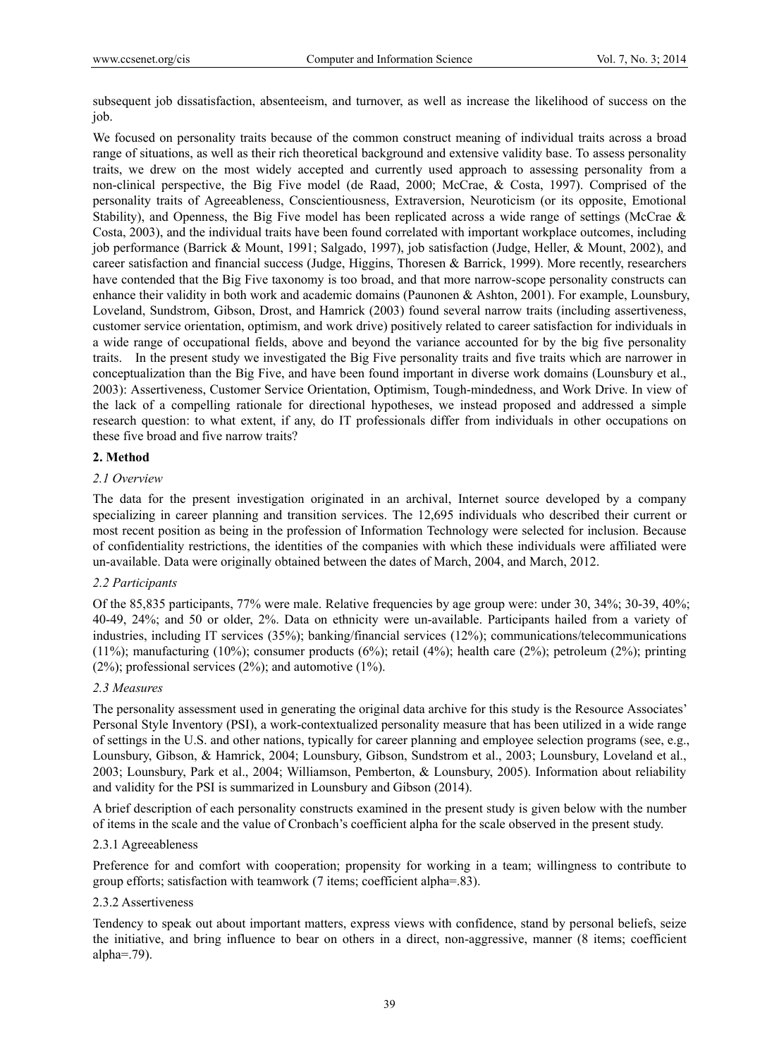subsequent job dissatisfaction, absenteeism, and turnover, as well as increase the likelihood of success on the job.

We focused on personality traits because of the common construct meaning of individual traits across a broad range of situations, as well as their rich theoretical background and extensive validity base. To assess personality traits, we drew on the most widely accepted and currently used approach to assessing personality from a non-clinical perspective, the Big Five model (de Raad, 2000; McCrae, & Costa, 1997). Comprised of the personality traits of Agreeableness, Conscientiousness, Extraversion, Neuroticism (or its opposite, Emotional Stability), and Openness, the Big Five model has been replicated across a wide range of settings (McCrae & Costa, 2003), and the individual traits have been found correlated with important workplace outcomes, including job performance (Barrick & Mount, 1991; Salgado, 1997), job satisfaction (Judge, Heller, & Mount, 2002), and career satisfaction and financial success (Judge, Higgins, Thoresen & Barrick, 1999). More recently, researchers have contended that the Big Five taxonomy is too broad, and that more narrow-scope personality constructs can enhance their validity in both work and academic domains (Paunonen & Ashton, 2001). For example, Lounsbury, Loveland, Sundstrom, Gibson, Drost, and Hamrick (2003) found several narrow traits (including assertiveness, customer service orientation, optimism, and work drive) positively related to career satisfaction for individuals in a wide range of occupational fields, above and beyond the variance accounted for by the big five personality traits. In the present study we investigated the Big Five personality traits and five traits which are narrower in conceptualization than the Big Five, and have been found important in diverse work domains (Lounsbury et al., 2003): Assertiveness, Customer Service Orientation, Optimism, Tough-mindedness, and Work Drive. In view of the lack of a compelling rationale for directional hypotheses, we instead proposed and addressed a simple research question: to what extent, if any, do IT professionals differ from individuals in other occupations on these five broad and five narrow traits?

## 2. Method

### *2.1 Overview*

The data for the present investigation originated in an archival, Internet source developed by a company specializing in career planning and transition services. The 12,695 individuals who described their current or most recent position as being in the profession of Information Technology were selected for inclusion. Because of confidentiality restrictions, the identities of the companies with which these individuals were affiliated were un-available. Data were originally obtained between the dates of March, 2004, and March, 2012.

### *2.2 Participants*

Of the 85,835 participants, 77% were male. Relative frequencies by age group were: under 30, 34%; 30-39, 40%; 40-49, 24%; and 50 or older, 2%. Data on ethnicity were un-available. Participants hailed from a variety of industries, including IT services (35%); banking/financial services (12%); communications/telecommunications (11%); manufacturing (10%); consumer products (6%); retail (4%); health care (2%); petroleum (2%); printing (2%); professional services (2%); and automotive (1%).

### *2.3 Measures*

The personality assessment used in generating the original data archive for this study is the Resource Associates' Personal Style Inventory (PSI), a work-contextualized personality measure that has been utilized in a wide range of settings in the U.S. and other nations, typically for career planning and employee selection programs (see, e.g., Lounsbury, Gibson, & Hamrick, 2004; Lounsbury, Gibson, Sundstrom et al., 2003; Lounsbury, Loveland et al., 2003; Lounsbury, Park et al., 2004; Williamson, Pemberton, & Lounsbury, 2005). Information about reliability and validity for the PSI is summarized in Lounsbury and Gibson (2014).

A brief description of each personality constructs examined in the present study is given below with the number of items in the scale and the value of Cronbach's coefficient alpha for the scale observed in the present study.

#### 2.3.1 Agreeableness

Preference for and comfort with cooperation; propensity for working in a team; willingness to contribute to group efforts; satisfaction with teamwork (7 items; coefficient alpha=.83).

#### 2.3.2 Assertiveness

Tendency to speak out about important matters, express views with confidence, stand by personal beliefs, seize the initiative, and bring influence to bear on others in a direct, non-aggressive, manner (8 items; coefficient alpha=.79).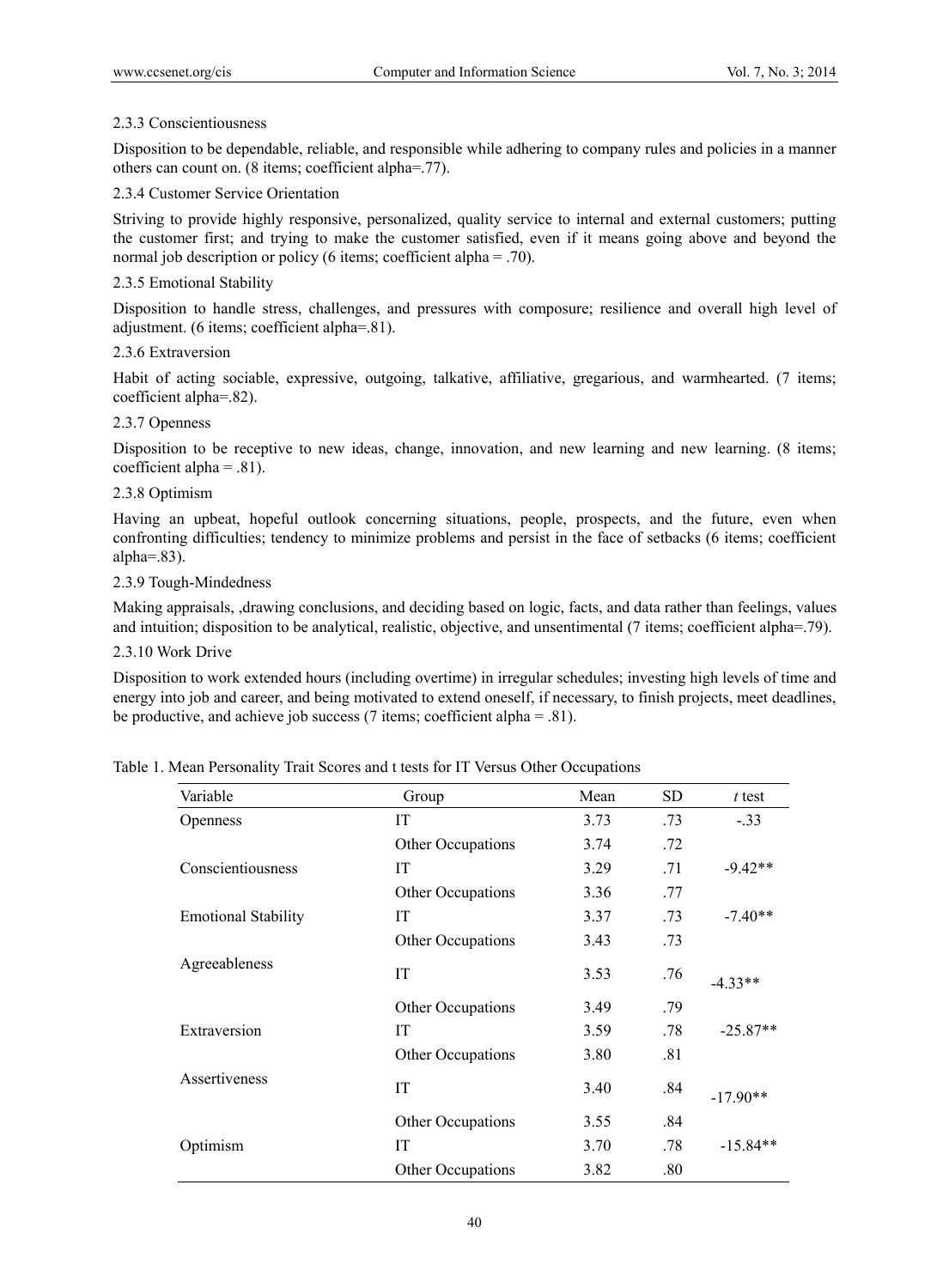#### 2.3.3 Conscientiousness

Disposition to be dependable, reliable, and responsible while adhering to company rules and policies in a manner others can count on. (8 items; coefficient alpha=.77).

#### 2.3.4 Customer Service Orientation

Striving to provide highly responsive, personalized, quality service to internal and external customers; putting the customer first; and trying to make the customer satisfied, even if it means going above and beyond the normal job description or policy (6 items; coefficient alpha = .70).

#### 2.3.5 Emotional Stability

Disposition to handle stress, challenges, and pressures with composure; resilience and overall high level of adjustment. (6 items; coefficient alpha=.81).

#### 2.3.6 Extraversion

Habit of acting sociable, expressive, outgoing, talkative, affiliative, gregarious, and warmhearted. (7 items; coefficient alpha=.82).

#### 2.3.7 Openness

Disposition to be receptive to new ideas, change, innovation, and new learning and new learning. (8 items; coefficient alpha = .81).

#### 2.3.8 Optimism

Having an upbeat, hopeful outlook concerning situations, people, prospects, and the future, even when confronting difficulties; tendency to minimize problems and persist in the face of setbacks (6 items; coefficient alpha=.83).

#### 2.3.9 Tough-Mindedness

Making appraisals, ,drawing conclusions, and deciding based on logic, facts, and data rather than feelings, values and intuition; disposition to be analytical, realistic, objective, and unsentimental (7 items; coefficient alpha=.79).

#### 2.3.10 Work Drive

Disposition to work extended hours (including overtime) in irregular schedules; investing high levels of time and energy into job and career, and being motivated to extend oneself, if necessary, to finish projects, meet deadlines, be productive, and achieve job success (7 items; coefficient alpha = .81).

Table 1. Mean Personality Trait Scores and t tests for IT Versus Other Occupations

| Variable | Group | Mean | SD | *t* test |
|---|---|---|---|---|
| Openness | IT | 3.73 | .73 | -.33 |
| | Other Occupations | 3.74 | .72 | |
| Conscientiousness | IT | 3.29 | .71 | -9.42** |
| | Other Occupations | 3.36 | .77 | |
| Emotional Stability | IT | 3.37 | .73 | -7.40** |
| | Other Occupations | 3.43 | .73 | |
| Agreeableness | IT | 3.53 | .76 | -4.33** |
| | Other Occupations | 3.49 | .79 | |
| Extraversion | IT | 3.59 | .78 | -25.87** |
| | Other Occupations | 3.80 | .81 | |
| Assertiveness | IT | 3.40 | .84 | -17.90** |
| | Other Occupations | 3.55 | .84 | |
| Optimism | IT | 3.70 | .78 | -15.84** |
| | Other Occupations | 3.82 | .80 | |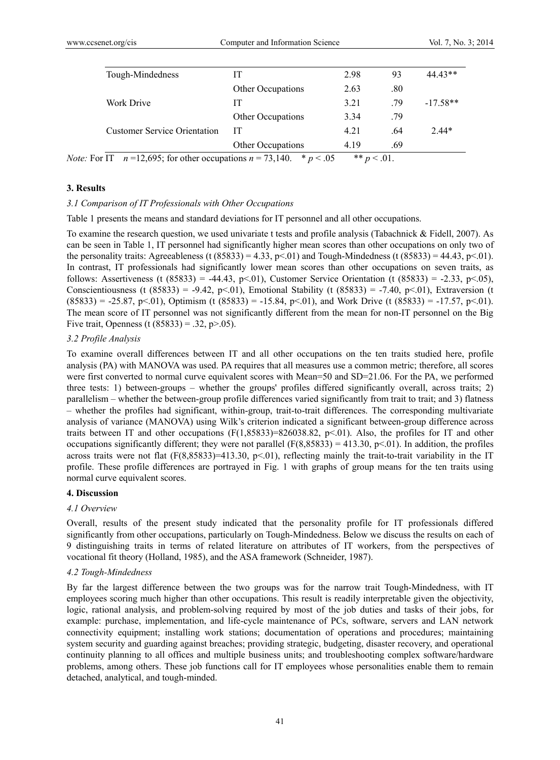| Tough-Mindedness | IT | 2.98 | 93 | 44.43** |
|---|---|---|---|---|
| | Other Occupations | 2.63 | .80 | |
| Work Drive | IT | 3.21 | .79 | -17.58** |
| | Other Occupations | 3.34 | .79 | |
| Customer Service Orientation | IT | 4.21 | .64 | 2.44* |
| | Other Occupations | 4.19 | .69 | |

*Note:* For IT $n$ =12,695; for other occupations $n$ = 73,140. * $p < .05$ ** $p < .01$.

## 3. Results

### *3.1 Comparison of IT Professionals with Other Occupations*

Table 1 presents the means and standard deviations for IT personnel and all other occupations.

To examine the research question, we used univariate t tests and profile analysis (Tabachnick & Fidell, 2007). As can be seen in Table 1, IT personnel had significantly higher mean scores than other occupations on only two of the personality traits: Agreeableness ($t$ (85833) = 4.33, $p<.01$) and Tough-Mindedness ($t$ (85833) = 44.43, $p<.01$). In contrast, IT professionals had significantly lower mean scores than other occupations on seven traits, as follows: Assertiveness ($t$ (85833) = -44.43, $p<.01$), Customer Service Orientation ($t$ (85833) = -2.33, $p<.05$), Conscientiousness ($t$ (85833) = -9.42, $p<.01$), Emotional Stability ($t$ (85833) = -7.40, $p<.01$), Extraversion ($t$ (85833) = -25.87, $p<.01$), Optimism ($t$ (85833) = -15.84, $p<.01$), and Work Drive ($t$ (85833) = -17.57, $p<.01$). The mean score of IT personnel was not significantly different from the mean for non-IT personnel on the Big Five trait, Openness ($t$ (85833) = .32, $p>.05$).

### *3.2 Profile Analysis*

To examine overall differences between IT and all other occupations on the ten traits studied here, profile analysis (PA) with MANOVA was used. PA requires that all measures use a common metric; therefore, all scores were first converted to normal curve equivalent scores with Mean=50 and SD=21.06. For the PA, we performed three tests: 1) between-groups – whether the groups' profiles differed significantly overall, across traits; 2) parallelism – whether the between-group profile differences varied significantly from trait to trait; and 3) flatness – whether the profiles had significant, within-group, trait-to-trait differences. The corresponding multivariate analysis of variance (MANOVA) using Wilk's criterion indicated a significant between-group difference across traits between IT and other occupations ($F(1,85833)=826038.82$, $p<.01$). Also, the profiles for IT and other occupations significantly different; they were not parallel ($F(8,85833) = 413.30$, $p<.01$). In addition, the profiles across traits were not flat ($F(8,85833)=413.30$, $p<.01$), reflecting mainly the trait-to-trait variability in the IT profile. These profile differences are portrayed in Fig. 1 with graphs of group means for the ten traits using normal curve equivalent scores.

## 4. Discussion

### *4.1 Overview*

Overall, results of the present study indicated that the personality profile for IT professionals differed significantly from other occupations, particularly on Tough-Mindedness. Below we discuss the results on each of 9 distinguishing traits in terms of related literature on attributes of IT workers, from the perspectives of vocational fit theory (Holland, 1985), and the ASA framework (Schneider, 1987).

### *4.2 Tough-Mindedness*

By far the largest difference between the two groups was for the narrow trait Tough-Mindedness, with IT employees scoring much higher than other occupations. This result is readily interpretable given the objectivity, logic, rational analysis, and problem-solving required by most of the job duties and tasks of their jobs, for example: purchase, implementation, and life-cycle maintenance of PCs, software, servers and LAN network connectivity equipment; installing work stations; documentation of operations and procedures; maintaining system security and guarding against breaches; providing strategic, budgeting, disaster recovery, and operational continuity planning to all offices and multiple business units; and troubleshooting complex software/hardware problems, among others. These job functions call for IT employees whose personalities enable them to remain detached, analytical, and tough-minded.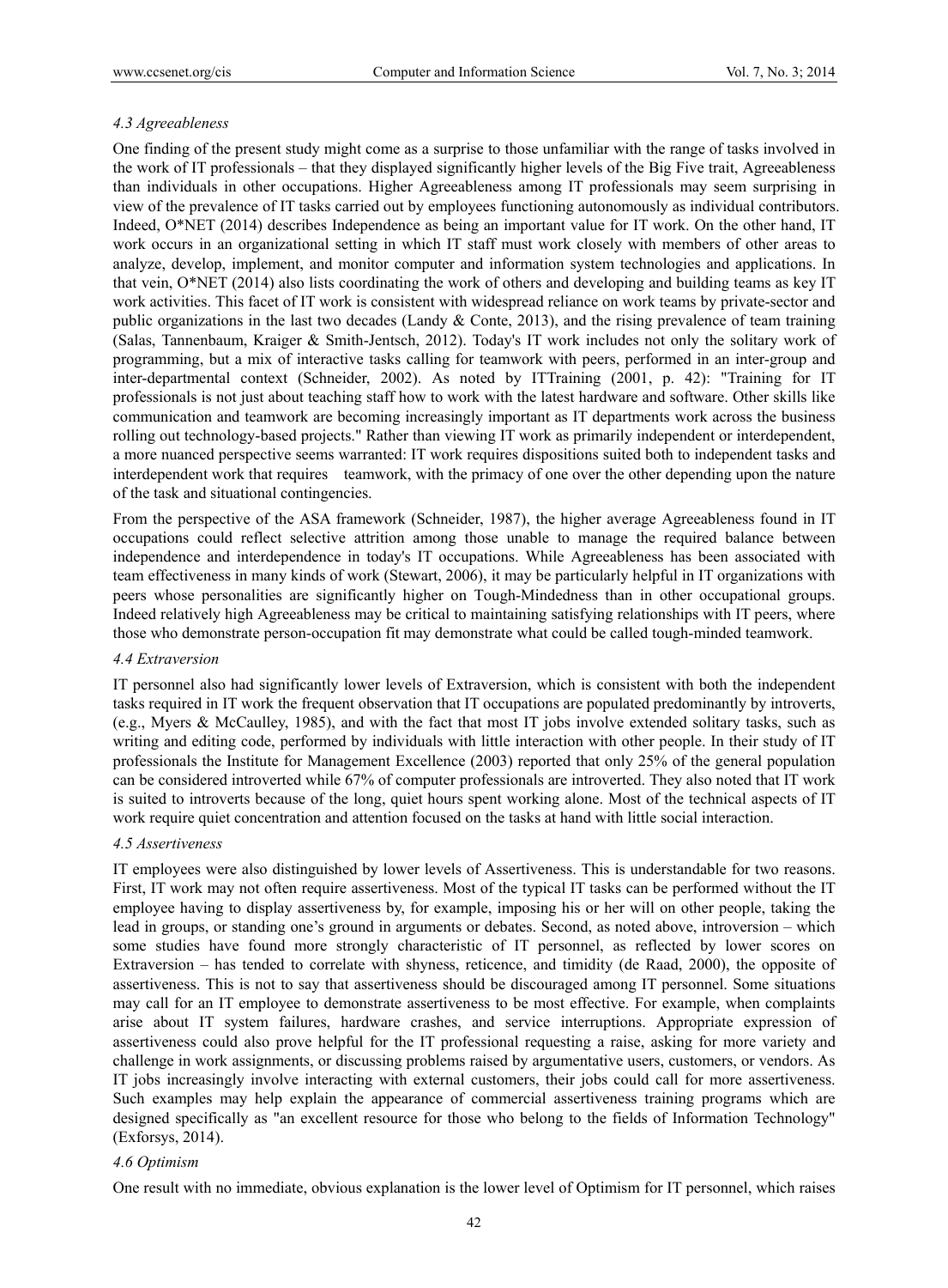#### *4.3 Agreeableness*

One finding of the present study might come as a surprise to those unfamiliar with the range of tasks involved in the work of IT professionals – that they displayed significantly higher levels of the Big Five trait, Agreeableness than individuals in other occupations. Higher Agreeableness among IT professionals may seem surprising in view of the prevalence of IT tasks carried out by employees functioning autonomously as individual contributors. Indeed, O*NET (2014) describes Independence as being an important value for IT work. On the other hand, IT work occurs in an organizational setting in which IT staff must work closely with members of other areas to analyze, develop, implement, and monitor computer and information system technologies and applications. In that vein, O*NET (2014) also lists coordinating the work of others and developing and building teams as key IT work activities. This facet of IT work is consistent with widespread reliance on work teams by private-sector and public organizations in the last two decades (Landy & Conte, 2013), and the rising prevalence of team training (Salas, Tannenbaum, Kraiger & Smith-Jentsch, 2012). Today's IT work includes not only the solitary work of programming, but a mix of interactive tasks calling for teamwork with peers, performed in an inter-group and inter-departmental context (Schneider, 2002). As noted by ITTraining (2001, p. 42): "Training for IT professionals is not just about teaching staff how to work with the latest hardware and software. Other skills like communication and teamwork are becoming increasingly important as IT departments work across the business rolling out technology-based projects." Rather than viewing IT work as primarily independent or interdependent, a more nuanced perspective seems warranted: IT work requires dispositions suited both to independent tasks and interdependent work that requires teamwork, with the primacy of one over the other depending upon the nature of the task and situational contingencies.

From the perspective of the ASA framework (Schneider, 1987), the higher average Agreeableness found in IT occupations could reflect selective attrition among those unable to manage the required balance between independence and interdependence in today's IT occupations. While Agreeableness has been associated with team effectiveness in many kinds of work (Stewart, 2006), it may be particularly helpful in IT organizations with peers whose personalities are significantly higher on Tough-Mindedness than in other occupational groups. Indeed relatively high Agreeableness may be critical to maintaining satisfying relationships with IT peers, where those who demonstrate person-occupation fit may demonstrate what could be called tough-minded teamwork.

#### *4.4 Extraversion*

IT personnel also had significantly lower levels of Extraversion, which is consistent with both the independent tasks required in IT work the frequent observation that IT occupations are populated predominantly by introverts, (e.g., Myers & McCaulley, 1985), and with the fact that most IT jobs involve extended solitary tasks, such as writing and editing code, performed by individuals with little interaction with other people. In their study of IT professionals the Institute for Management Excellence (2003) reported that only 25% of the general population can be considered introverted while 67% of computer professionals are introverted. They also noted that IT work is suited to introverts because of the long, quiet hours spent working alone. Most of the technical aspects of IT work require quiet concentration and attention focused on the tasks at hand with little social interaction.

#### *4.5 Assertiveness*

IT employees were also distinguished by lower levels of Assertiveness. This is understandable for two reasons. First, IT work may not often require assertiveness. Most of the typical IT tasks can be performed without the IT employee having to display assertiveness by, for example, imposing his or her will on other people, taking the lead in groups, or standing one's ground in arguments or debates. Second, as noted above, introversion – which some studies have found more strongly characteristic of IT personnel, as reflected by lower scores on Extraversion – has tended to correlate with shyness, reticence, and timidity (de Raad, 2000), the opposite of assertiveness. This is not to say that assertiveness should be discouraged among IT personnel. Some situations may call for an IT employee to demonstrate assertiveness to be most effective. For example, when complaints arise about IT system failures, hardware crashes, and service interruptions. Appropriate expression of assertiveness could also prove helpful for the IT professional requesting a raise, asking for more variety and challenge in work assignments, or discussing problems raised by argumentative users, customers, or vendors. As IT jobs increasingly involve interacting with external customers, their jobs could call for more assertiveness. Such examples may help explain the appearance of commercial assertiveness training programs which are designed specifically as "an excellent resource for those who belong to the fields of Information Technology" (Exforsys, 2014).

#### *4.6 Optimism*

One result with no immediate, obvious explanation is the lower level of Optimism for IT personnel, which raises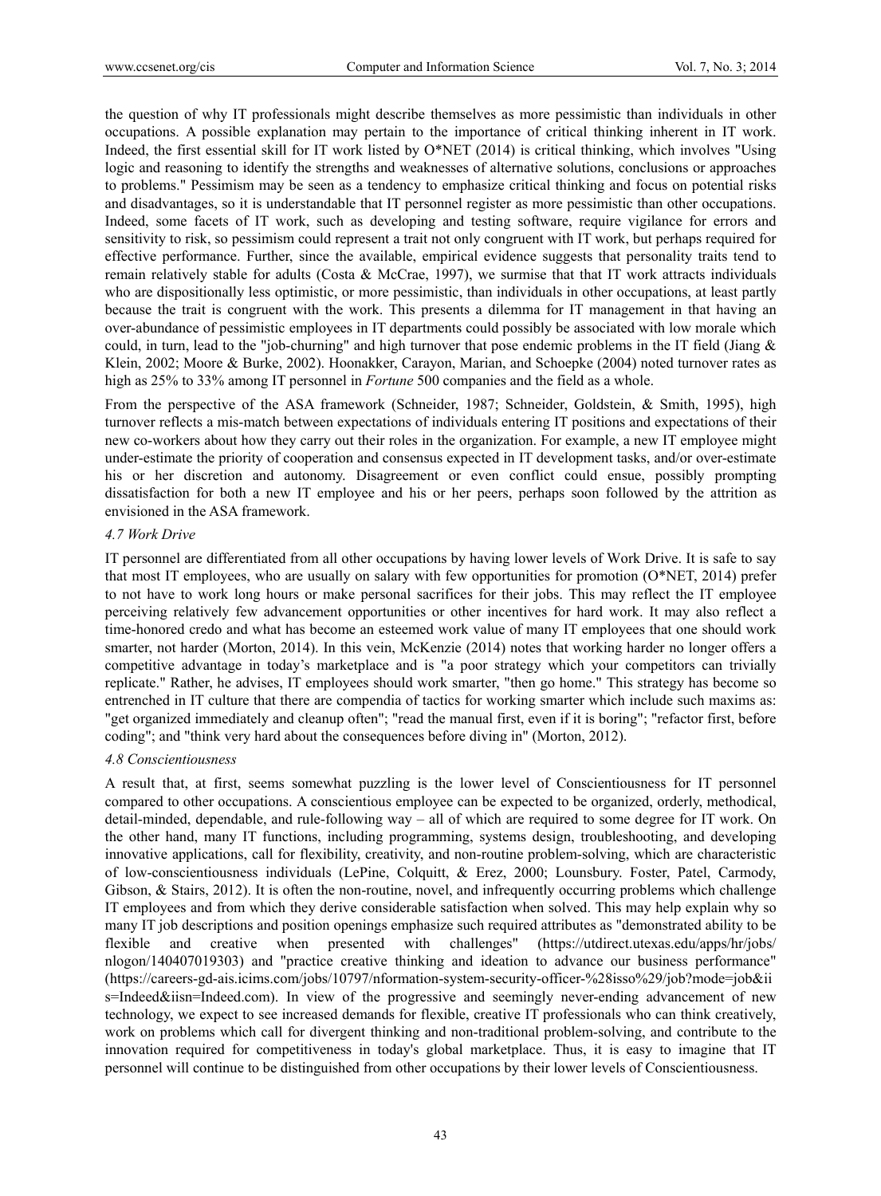the question of why IT professionals might describe themselves as more pessimistic than individuals in other occupations. A possible explanation may pertain to the importance of critical thinking inherent in IT work. Indeed, the first essential skill for IT work listed by O*NET (2014) is critical thinking, which involves "Using logic and reasoning to identify the strengths and weaknesses of alternative solutions, conclusions or approaches to problems." Pessimism may be seen as a tendency to emphasize critical thinking and focus on potential risks and disadvantages, so it is understandable that IT personnel register as more pessimistic than other occupations. Indeed, some facets of IT work, such as developing and testing software, require vigilance for errors and sensitivity to risk, so pessimism could represent a trait not only congruent with IT work, but perhaps required for effective performance. Further, since the available, empirical evidence suggests that personality traits tend to remain relatively stable for adults (Costa & McCrae, 1997), we surmise that that IT work attracts individuals who are dispositionally less optimistic, or more pessimistic, than individuals in other occupations, at least partly because the trait is congruent with the work. This presents a dilemma for IT management in that having an over-abundance of pessimistic employees in IT departments could possibly be associated with low morale which could, in turn, lead to the "job-churning" and high turnover that pose endemic problems in the IT field (Jiang & Klein, 2002; Moore & Burke, 2002). Hoonakker, Carayon, Marian, and Schoepke (2004) noted turnover rates as high as 25% to 33% among IT personnel in *Fortune* 500 companies and the field as a whole.

From the perspective of the ASA framework (Schneider, 1987; Schneider, Goldstein, & Smith, 1995), high turnover reflects a mis-match between expectations of individuals entering IT positions and expectations of their new co-workers about how they carry out their roles in the organization. For example, a new IT employee might under-estimate the priority of cooperation and consensus expected in IT development tasks, and/or over-estimate his or her discretion and autonomy. Disagreement or even conflict could ensue, possibly prompting dissatisfaction for both a new IT employee and his or her peers, perhaps soon followed by the attrition as envisioned in the ASA framework.

### *4.7 Work Drive*

IT personnel are differentiated from all other occupations by having lower levels of Work Drive. It is safe to say that most IT employees, who are usually on salary with few opportunities for promotion (O*NET, 2014) prefer to not have to work long hours or make personal sacrifices for their jobs. This may reflect the IT employee perceiving relatively few advancement opportunities or other incentives for hard work. It may also reflect a time-honored credo and what has become an esteemed work value of many IT employees that one should work smarter, not harder (Morton, 2014). In this vein, McKenzie (2014) notes that working harder no longer offers a competitive advantage in today's marketplace and is "a poor strategy which your competitors can trivially replicate." Rather, he advises, IT employees should work smarter, "then go home." This strategy has become so entrenched in IT culture that there are compendia of tactics for working smarter which include such maxims as: "get organized immediately and cleanup often"; "read the manual first, even if it is boring"; "refactor first, before coding"; and "think very hard about the consequences before diving in" (Morton, 2012).

### *4.8 Conscientiousness*

A result that, at first, seems somewhat puzzling is the lower level of Conscientiousness for IT personnel compared to other occupations. A conscientious employee can be expected to be organized, orderly, methodical, detail-minded, dependable, and rule-following way – all of which are required to some degree for IT work. On the other hand, many IT functions, including programming, systems design, troubleshooting, and developing innovative applications, call for flexibility, creativity, and non-routine problem-solving, which are characteristic of low-conscientiousness individuals (LePine, Colquitt, & Erez, 2000; Lounsbury. Foster, Patel, Carmody, Gibson, & Stairs, 2012). It is often the non-routine, novel, and infrequently occurring problems which challenge IT employees and from which they derive considerable satisfaction when solved. This may help explain why so many IT job descriptions and position openings emphasize such required attributes as "demonstrated ability to be flexible and creative when presented with challenges" (https://utdirect.utexas.edu/apps/hr/jobs/nlogon/140407019303) and "practice creative thinking and ideation to advance our business performance" (https://careers-gd-ais.icims.com/jobs/10797/nformation-system-security-officer-%28isso%29/job?mode=job&iis=Indeed&iisn=Indeed.com). In view of the progressive and seemingly never-ending advancement of new technology, we expect to see increased demands for flexible, creative IT professionals who can think creatively, work on problems which call for divergent thinking and non-traditional problem-solving, and contribute to the innovation required for competitiveness in today's global marketplace. Thus, it is easy to imagine that IT personnel will continue to be distinguished from other occupations by their lower levels of Conscientiousness.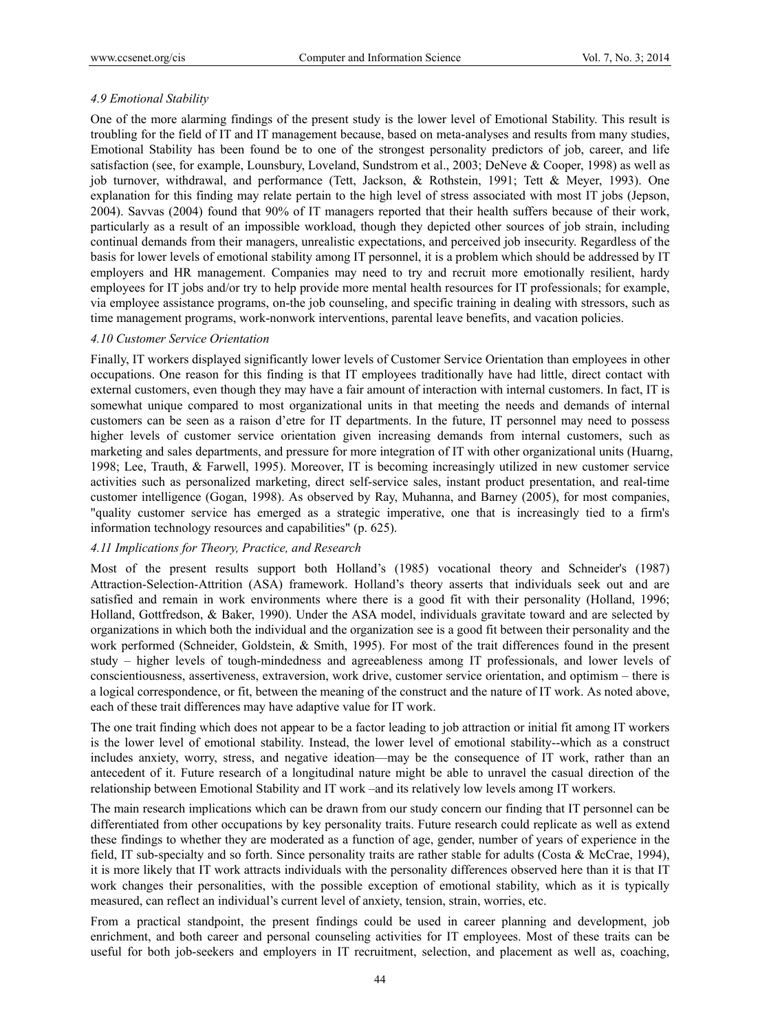### *4.9 Emotional Stability*

One of the more alarming findings of the present study is the lower level of Emotional Stability. This result is troubling for the field of IT and IT management because, based on meta-analyses and results from many studies, Emotional Stability has been found be to one of the strongest personality predictors of job, career, and life satisfaction (see, for example, Lounsbury, Loveland, Sundstrom et al., 2003; DeNeve & Cooper, 1998) as well as job turnover, withdrawal, and performance (Tett, Jackson, & Rothstein, 1991; Tett & Meyer, 1993). One explanation for this finding may relate pertain to the high level of stress associated with most IT jobs (Jepson, 2004). Savvas (2004) found that 90% of IT managers reported that their health suffers because of their work, particularly as a result of an impossible workload, though they depicted other sources of job strain, including continual demands from their managers, unrealistic expectations, and perceived job insecurity. Regardless of the basis for lower levels of emotional stability among IT personnel, it is a problem which should be addressed by IT employers and HR management. Companies may need to try and recruit more emotionally resilient, hardy employees for IT jobs and/or try to help provide more mental health resources for IT professionals; for example, via employee assistance programs, on-the job counseling, and specific training in dealing with stressors, such as time management programs, work-nonwork interventions, parental leave benefits, and vacation policies.

### *4.10 Customer Service Orientation*

Finally, IT workers displayed significantly lower levels of Customer Service Orientation than employees in other occupations. One reason for this finding is that IT employees traditionally have had little, direct contact with external customers, even though they may have a fair amount of interaction with internal customers. In fact, IT is somewhat unique compared to most organizational units in that meeting the needs and demands of internal customers can be seen as a raison d'etre for IT departments. In the future, IT personnel may need to possess higher levels of customer service orientation given increasing demands from internal customers, such as marketing and sales departments, and pressure for more integration of IT with other organizational units (Huarng, 1998; Lee, Trauth, & Farwell, 1995). Moreover, IT is becoming increasingly utilized in new customer service activities such as personalized marketing, direct self-service sales, instant product presentation, and real-time customer intelligence (Gogan, 1998). As observed by Ray, Muhanna, and Barney (2005), for most companies, "quality customer service has emerged as a strategic imperative, one that is increasingly tied to a firm's information technology resources and capabilities" (p. 625).

### *4.11 Implications for Theory, Practice, and Research*

Most of the present results support both Holland's (1985) vocational theory and Schneider's (1987) Attraction-Selection-Attrition (ASA) framework. Holland's theory asserts that individuals seek out and are satisfied and remain in work environments where there is a good fit with their personality (Holland, 1996; Holland, Gottfredson, & Baker, 1990). Under the ASA model, individuals gravitate toward and are selected by organizations in which both the individual and the organization see is a good fit between their personality and the work performed (Schneider, Goldstein, & Smith, 1995). For most of the trait differences found in the present study – higher levels of tough-mindedness and agreeableness among IT professionals, and lower levels of conscientiousness, assertiveness, extraversion, work drive, customer service orientation, and optimism – there is a logical correspondence, or fit, between the meaning of the construct and the nature of IT work. As noted above, each of these trait differences may have adaptive value for IT work.

The one trait finding which does not appear to be a factor leading to job attraction or initial fit among IT workers is the lower level of emotional stability. Instead, the lower level of emotional stability--which as a construct includes anxiety, worry, stress, and negative ideation—may be the consequence of IT work, rather than an antecedent of it. Future research of a longitudinal nature might be able to unravel the casual direction of the relationship between Emotional Stability and IT work –and its relatively low levels among IT workers.

The main research implications which can be drawn from our study concern our finding that IT personnel can be differentiated from other occupations by key personality traits. Future research could replicate as well as extend these findings to whether they are moderated as a function of age, gender, number of years of experience in the field, IT sub-specialty and so forth. Since personality traits are rather stable for adults (Costa & McCrae, 1994), it is more likely that IT work attracts individuals with the personality differences observed here than it is that IT work changes their personalities, with the possible exception of emotional stability, which as it is typically measured, can reflect an individual's current level of anxiety, tension, strain, worries, etc.

From a practical standpoint, the present findings could be used in career planning and development, job enrichment, and both career and personal counseling activities for IT employees. Most of these traits can be useful for both job-seekers and employers in IT recruitment, selection, and placement as well as, coaching,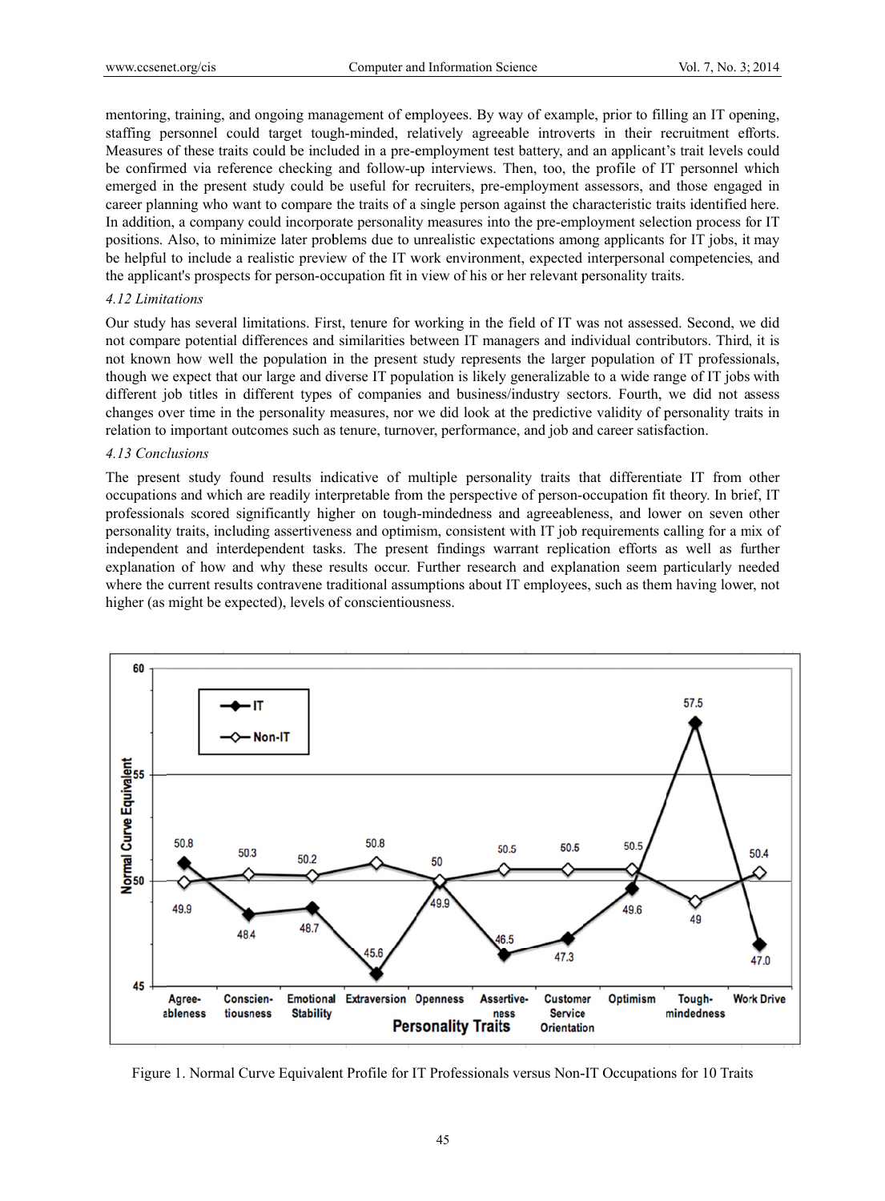mentoring, training, and ongoing management of employees. By way of example, prior to filling an IT opening, staffing personnel could target tough-minded, relatively agreeable introverts in their recruitment efforts. Measures of these traits could be included in a pre-employment test battery, and an applicant's trait levels could be confirmed via reference checking and follow-up interviews. Then, too, the profile of IT personnel which emerged in the present study could be useful for recruiters, pre-employment assessors, and those engaged in career planning who want to compare the traits of a single person against the characteristic traits identified here. In addition, a company could incorporate personality measures into the pre-employment selection process for IT positions. Also, to minimize later problems due to unrealistic expectations among applicants for IT jobs, it may be helpful to include a realistic preview of the IT work environment, expected interpersonal competencies, and the applicant's prospects for person-occupation fit in view of his or her relevant personality traits.

### *4.12 Limitations*

Our study has several limitations. First, tenure for working in the field of IT was not assessed. Second, we did not compare potential differences and similarities between IT managers and individual contributors. Third, it is not known how well the population in the present study represents the larger population of IT professionals, though we expect that our large and diverse IT population is likely generalizable to a wide range of IT jobs with different job titles in different types of companies and business/industry sectors. Fourth, we did not assess changes over time in the personality measures, nor we did look at the predictive validity of personality traits in relation to important outcomes such as tenure, turnover, performance, and job and career satisfaction.

### *4.13 Conclusions*

The present study found results indicative of multiple personality traits that differentiate IT from other occupations and which are readily interpretable from the perspective of person-occupation fit theory. In brief, IT professionals scored significantly higher on tough-mindedness and agreeableness, and lower on seven other personality traits, including assertiveness and optimism, consistent with IT job requirements calling for a mix of independent and interdependent tasks. The present findings warrant replication efforts as well as further explanation of how and why these results occur. Further research and explanation seem particularly needed where the current results contravene traditional assumptions about IT employees, such as them having lower, not higher (as might be expected), levels of conscientiousness.

Figure 1. Normal Curve Equivalent Profile for IT Professionals versus Non-IT Occupations for 10 Traits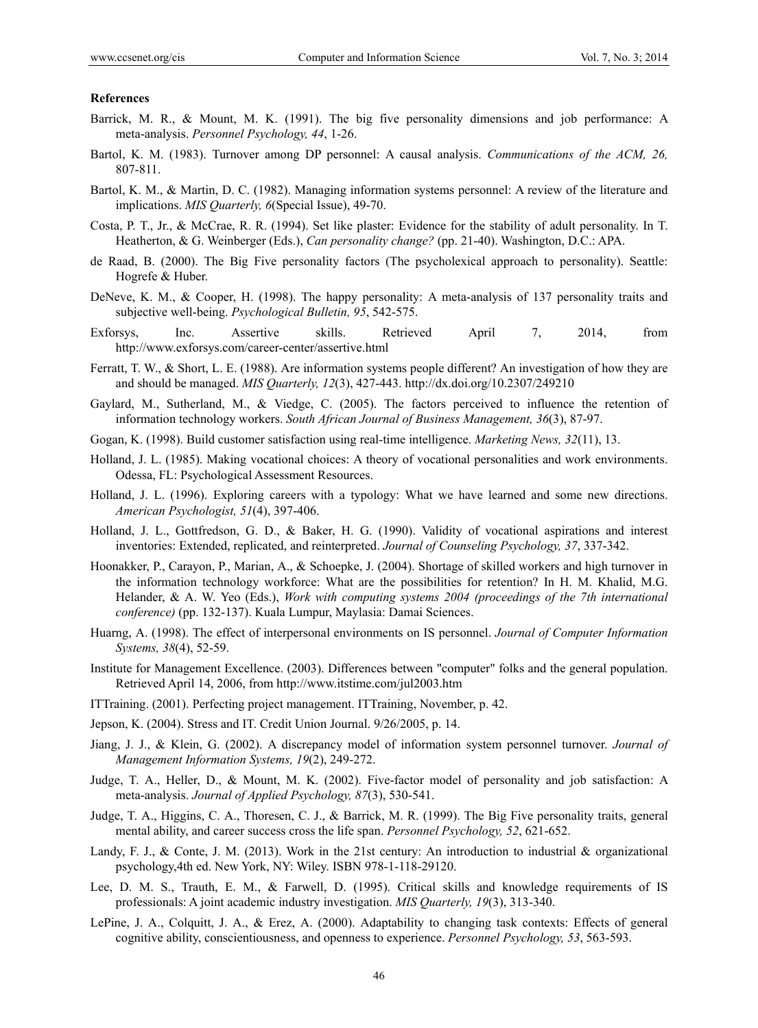**References**

Barrick, M. R., & Mount, M. K. (1991). The big five personality dimensions and job performance: A meta-analysis. *Personnel Psychology, 44*, 1-26.

Bartol, K. M. (1983). Turnover among DP personnel: A causal analysis. *Communications of the ACM, 26,* 807-811.

Bartol, K. M., & Martin, D. C. (1982). Managing information systems personnel: A review of the literature and implications. *MIS Quarterly, 6*(Special Issue), 49-70.

Costa, P. T., Jr., & McCrae, R. R. (1994). Set like plaster: Evidence for the stability of adult personality. In T. Heatherton, & G. Weinberger (Eds.), *Can personality change?* (pp. 21-40). Washington, D.C.: APA.

de Raad, B. (2000). The Big Five personality factors (The psycholexical approach to personality). Seattle: Hogrefe & Huber.

DeNeve, K. M., & Cooper, H. (1998). The happy personality: A meta-analysis of 137 personality traits and subjective well-being. *Psychological Bulletin, 95*, 542-575.

Exforsys, Inc. Assertive skills. Retrieved April 7, 2014, from http://www.exforsys.com/career-center/assertive.html

Ferratt, T. W., & Short, L. E. (1988). Are information systems people different? An investigation of how they are and should be managed. *MIS Quarterly, 12*(3), 427-443. http://dx.doi.org/10.2307/249210

Gaylard, M., Sutherland, M., & Viedge, C. (2005). The factors perceived to influence the retention of information technology workers. *South African Journal of Business Management, 36*(3), 87-97.

Gogan, K. (1998). Build customer satisfaction using real-time intelligence. *Marketing News, 32*(11), 13.

Holland, J. L. (1985). Making vocational choices: A theory of vocational personalities and work environments. Odessa, FL: Psychological Assessment Resources.

Holland, J. L. (1996). Exploring careers with a typology: What we have learned and some new directions. *American Psychologist, 51*(4), 397-406.

Holland, J. L., Gottfredson, G. D., & Baker, H. G. (1990). Validity of vocational aspirations and interest inventories: Extended, replicated, and reinterpreted. *Journal of Counseling Psychology, 37*, 337-342.

Hoonakker, P., Carayon, P., Marian, A., & Schoepke, J. (2004). Shortage of skilled workers and high turnover in the information technology workforce: What are the possibilities for retention? In H. M. Khalid, M.G. Helander, & A. W. Yeo (Eds.), *Work with computing systems 2004 (proceedings of the 7th international conference)* (pp. 132-137). Kuala Lumpur, Maylasia: Damai Sciences.

Huarng, A. (1998). The effect of interpersonal environments on IS personnel. *Journal of Computer Information Systems, 38*(4), 52-59.

Institute for Management Excellence. (2003). Differences between "computer" folks and the general population. Retrieved April 14, 2006, from http://www.itstime.com/jul2003.htm

ITTraining. (2001). Perfecting project management. ITTraining, November, p. 42.

Jepson, K. (2004). Stress and IT. Credit Union Journal. 9/26/2005, p. 14.

Jiang, J. J., & Klein, G. (2002). A discrepancy model of information system personnel turnover. *Journal of Management Information Systems, 19*(2), 249-272.

Judge, T. A., Heller, D., & Mount, M. K. (2002). Five-factor model of personality and job satisfaction: A meta-analysis. *Journal of Applied Psychology, 87*(3), 530-541.

Judge, T. A., Higgins, C. A., Thoresen, C. J., & Barrick, M. R. (1999). The Big Five personality traits, general mental ability, and career success cross the life span. *Personnel Psychology, 52*, 621-652.

Landy, F. J., & Conte, J. M. (2013). Work in the 21st century: An introduction to industrial & organizational psychology,4th ed. New York, NY: Wiley. ISBN 978-1-118-29120.

Lee, D. M. S., Trauth, E. M., & Farwell, D. (1995). Critical skills and knowledge requirements of IS professionals: A joint academic industry investigation. *MIS Quarterly, 19*(3), 313-340.

LePine, J. A., Colquitt, J. A., & Erez, A. (2000). Adaptability to changing task contexts: Effects of general cognitive ability, conscientiousness, and openness to experience. *Personnel Psychology, 53*, 563-593.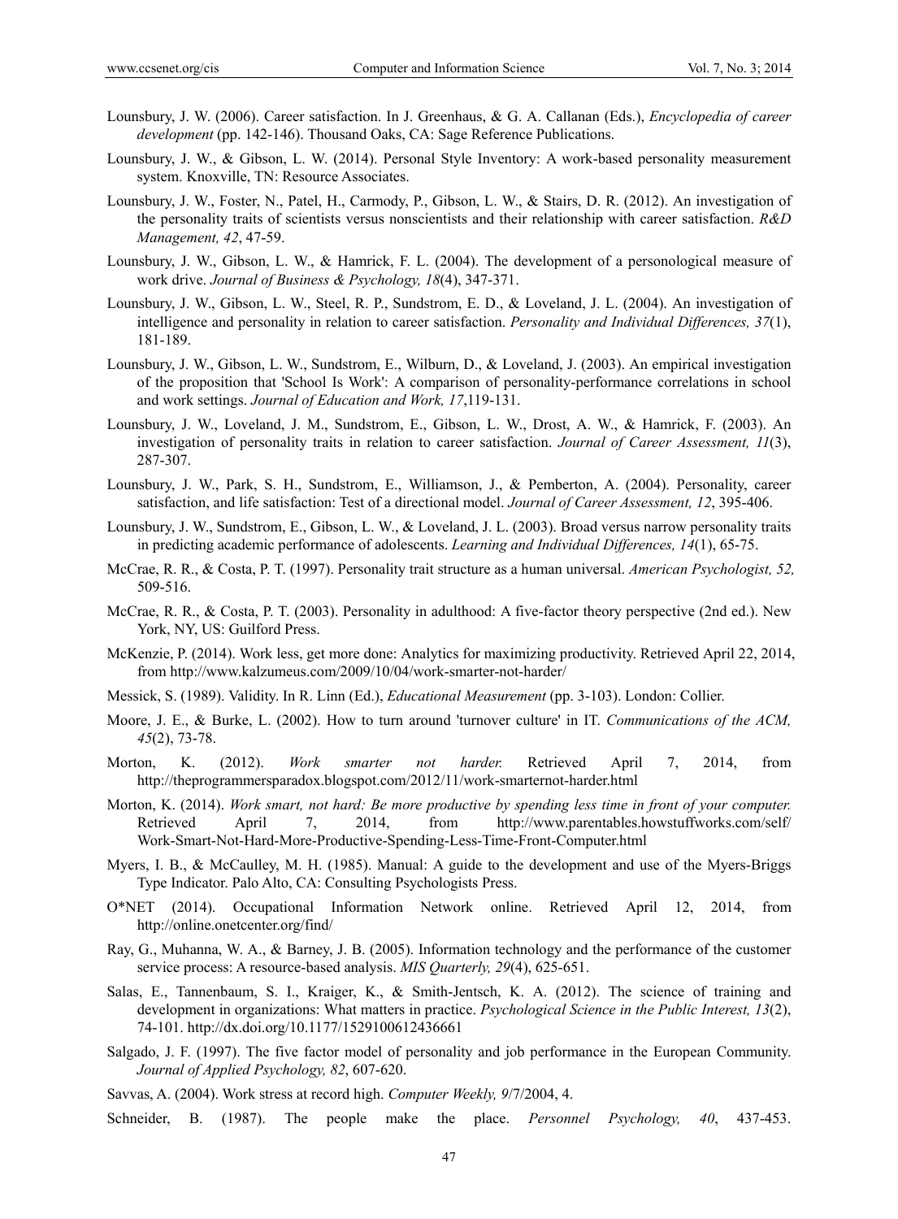Lounsbury, J. W. (2006). Career satisfaction. In J. Greenhaus, & G. A. Callanan (Eds.), *Encyclopedia of career development* (pp. 142-146). Thousand Oaks, CA: Sage Reference Publications.

Lounsbury, J. W., & Gibson, L. W. (2014). Personal Style Inventory: A work-based personality measurement system. Knoxville, TN: Resource Associates.

Lounsbury, J. W., Foster, N., Patel, H., Carmody, P., Gibson, L. W., & Stairs, D. R. (2012). An investigation of the personality traits of scientists versus nonscientists and their relationship with career satisfaction. *R&D Management, 42*, 47-59.

Lounsbury, J. W., Gibson, L. W., & Hamrick, F. L. (2004). The development of a personological measure of work drive. *Journal of Business & Psychology, 18*(4), 347-371.

Lounsbury, J. W., Gibson, L. W., Steel, R. P., Sundstrom, E. D., & Loveland, J. L. (2004). An investigation of intelligence and personality in relation to career satisfaction. *Personality and Individual Differences, 37*(1), 181-189.

Lounsbury, J. W., Gibson, L. W., Sundstrom, E., Wilburn, D., & Loveland, J. (2003). An empirical investigation of the proposition that 'School Is Work': A comparison of personality-performance correlations in school and work settings. *Journal of Education and Work, 17*,119-131.

Lounsbury, J. W., Loveland, J. M., Sundstrom, E., Gibson, L. W., Drost, A. W., & Hamrick, F. (2003). An investigation of personality traits in relation to career satisfaction. *Journal of Career Assessment, 11*(3), 287-307.

Lounsbury, J. W., Park, S. H., Sundstrom, E., Williamson, J., & Pemberton, A. (2004). Personality, career satisfaction, and life satisfaction: Test of a directional model. *Journal of Career Assessment, 12*, 395-406.

Lounsbury, J. W., Sundstrom, E., Gibson, L. W., & Loveland, J. L. (2003). Broad versus narrow personality traits in predicting academic performance of adolescents. *Learning and Individual Differences, 14*(1), 65-75.

McCrae, R. R., & Costa, P. T. (1997). Personality trait structure as a human universal. *American Psychologist, 52,* 509-516.

McCrae, R. R., & Costa, P. T. (2003). Personality in adulthood: A five-factor theory perspective (2nd ed.). New York, NY, US: Guilford Press.

McKenzie, P. (2014). Work less, get more done: Analytics for maximizing productivity. Retrieved April 22, 2014, from http://www.kalzumeus.com/2009/10/04/work-smarter-not-harder/

Messick, S. (1989). Validity. In R. Linn (Ed.), *Educational Measurement* (pp. 3-103). London: Collier.

Moore, J. E., & Burke, L. (2002). How to turn around 'turnover culture' in IT. *Communications of the ACM, 45*(2), 73-78.

Morton, K. (2012). *Work smarter not harder.* Retrieved April 7, 2014, from http://theprogrammersparadox.blogspot.com/2012/11/work-smarternot-harder.html

Morton, K. (2014). *Work smart, not hard: Be more productive by spending less time in front of your computer.* Retrieved April 7, 2014, from http://www.parentables.howstuffworks.com/self/Work-Smart-Not-Hard-More-Productive-Spending-Less-Time-Front-Computer.html

Myers, I. B., & McCaulley, M. H. (1985). Manual: A guide to the development and use of the Myers-Briggs Type Indicator. Palo Alto, CA: Consulting Psychologists Press.

O*NET (2014). Occupational Information Network online. Retrieved April 12, 2014, from http://online.onetcenter.org/find/

Ray, G., Muhanna, W. A., & Barney, J. B. (2005). Information technology and the performance of the customer service process: A resource-based analysis. *MIS Quarterly, 29*(4), 625-651.

Salas, E., Tannenbaum, S. I., Kraiger, K., & Smith-Jentsch, K. A. (2012). The science of training and development in organizations: What matters in practice. *Psychological Science in the Public Interest, 13*(2), 74-101. http://dx.doi.org/10.1177/1529100612436661

Salgado, J. F. (1997). The five factor model of personality and job performance in the European Community. *Journal of Applied Psychology, 82*, 607-620.

Savvas, A. (2004). Work stress at record high. *Computer Weekly, 9*/7/2004, 4.

Schneider, B. (1987). The people make the place. *Personnel Psychology, 40*, 437-453.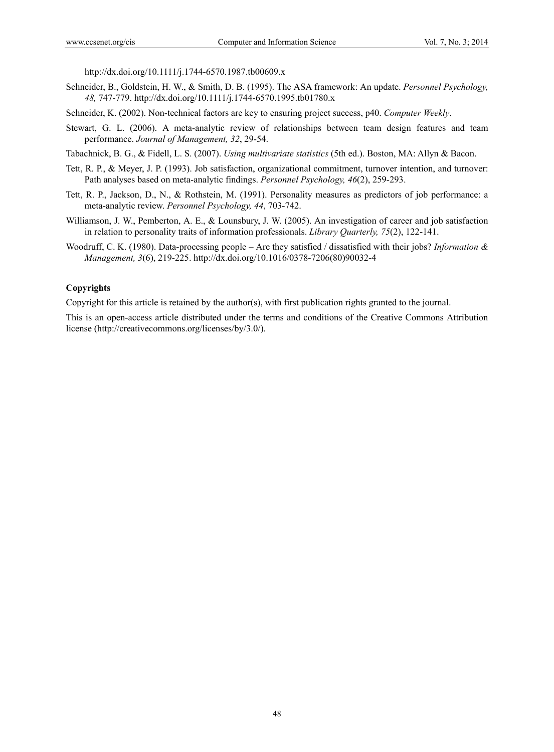http://dx.doi.org/10.1111/j.1744-6570.1987.tb00609.x

Schneider, B., Goldstein, H. W., & Smith, D. B. (1995). The ASA framework: An update. *Personnel Psychology, 48,* 747-779. http://dx.doi.org/10.1111/j.1744-6570.1995.tb01780.x

Schneider, K. (2002). Non-technical factors are key to ensuring project success, p40. *Computer Weekly*.

Stewart, G. L. (2006). A meta-analytic review of relationships between team design features and team performance. *Journal of Management, 32*, 29-54.

Tabachnick, B. G., & Fidell, L. S. (2007). *Using multivariate statistics* (5th ed.). Boston, MA: Allyn & Bacon.

Tett, R. P., & Meyer, J. P. (1993). Job satisfaction, organizational commitment, turnover intention, and turnover: Path analyses based on meta-analytic findings. *Personnel Psychology, 46*(2), 259-293.

Tett, R. P., Jackson, D., N., & Rothstein, M. (1991). Personality measures as predictors of job performance: a meta-analytic review. *Personnel Psychology, 44*, 703-742.

Williamson, J. W., Pemberton, A. E., & Lounsbury, J. W. (2005). An investigation of career and job satisfaction in relation to personality traits of information professionals. *Library Quarterly, 75*(2), 122-141.

Woodruff, C. K. (1980). Data-processing people – Are they satisfied / dissatisfied with their jobs? *Information & Management, 3*(6), 219-225. http://dx.doi.org/10.1016/0378-7206(80)90032-4

**Copyrights**

Copyright for this article is retained by the author(s), with first publication rights granted to the journal.

This is an open-access article distributed under the terms and conditions of the Creative Commons Attribution license (http://creativecommons.org/licenses/by/3.0/).